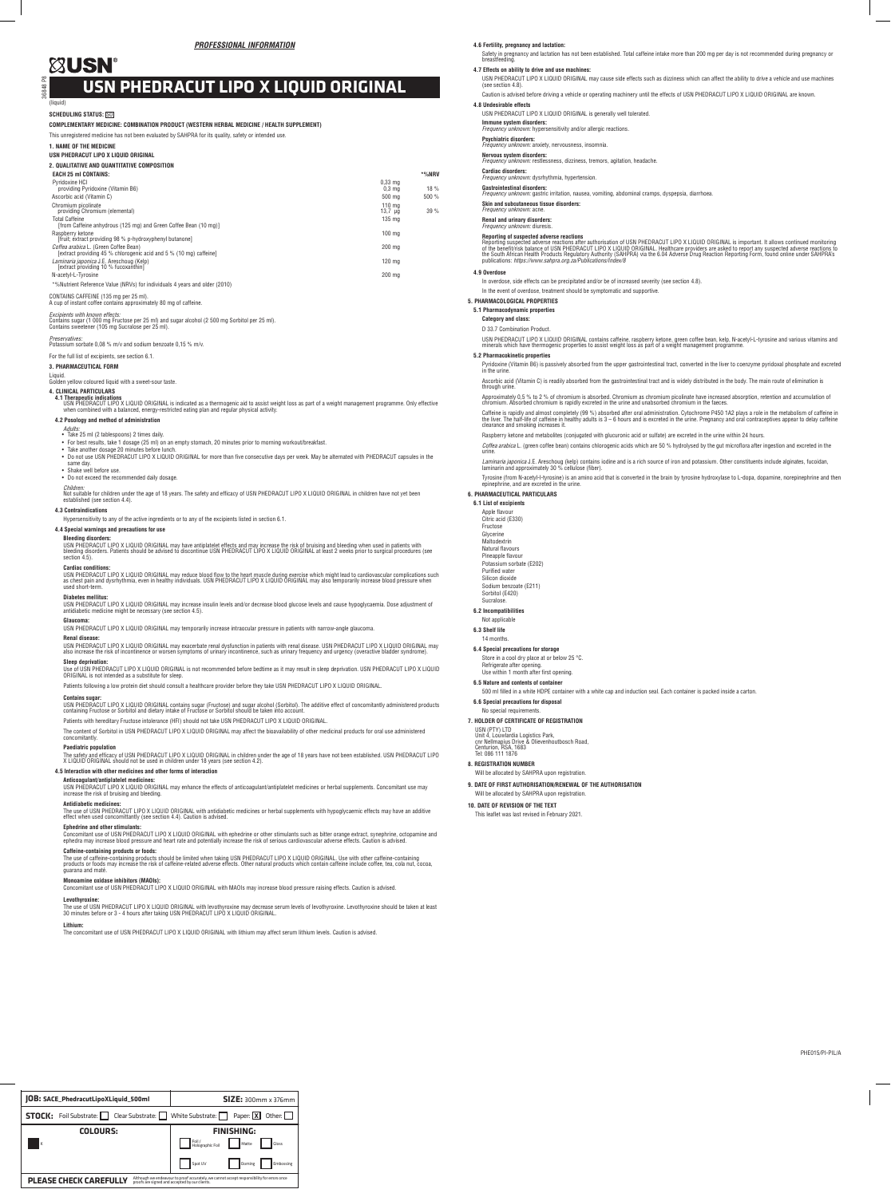*PROFESSIONAL INFORMATION*

USN®

36848 PI

# USN PHEDRACUT LIPO X LIQUID ORIGINAL

(liquid)

**SCHEDULING STATUS:** S0

**COMPLEMENTARY MEDICINE: COMBINATION PRODUCT (WESTERN HERBAL MEDICINE / HEALTH SUPPLEMENT)**

This unregistered medicine has not been evaluated by SAHPRA for its quality, safety or intended use.

## 1. NAME OF THE MEDICINE

**USN PHEDRACUT LIPO X LIQUID ORIGINAL**

## 2. QUALITATIVE AND QUANTITATIVE COMPOSITION

| EACH 25 ml CONTAINS: | | **%NRV |
|---|---|---|
| Pyridoxine HCl<br>providing Pyridoxine (Vitamin B6) | 0,33 mg<br>0,3 mg | <br>18 % |
| Ascorbic acid (Vitamin C) | 500 mg | 500 % |
| Chromium picolinate<br>providing Chromium (elemental) | 110 mg<br>13,7 µg | <br>39 % |
| Total Caffeine<br>[from Caffeine anhydrous (125 mg) and Green Coffee Bean (10 mg)] | 135 mg | |
| Raspberry ketone<br>[fruit; extract providing 98 % p-hydroxyphenyl butanone] | 100 mg | |
| *Coffea arabica* L. (Green Coffee Bean)<br>[extract providing 45 % chlorogenic acid and 5 % (10 mg) caffeine] | 200 mg | |
| *Laminaria japonica* J.E. Areschoug (Kelp)<br>[extract providing 0,6 % fucoxanthin] | 120 mg | |
| N-acetyl-L-Tyrosine | 200 mg | |

*%Nutrient Reference Value (NRVs) for individuals 4 years and older (2010)

CONTAINS CAFFEINE (135 mg per 25 ml).
A cup of instant coffee contains approximately 80 mg of caffeine.

*Excipients with known effects:*
Contains sugar (1 000 mg Fructose per 25 ml) and sugar alcohol (2 500 mg Sorbitol per 25 ml).
Contains sweetener (105 mg Sucralose per 25 ml).

*Preservatives:*
Potassium sorbate 0,08 % m/v and sodium benzoate 0,15 % m/v.

For the full list of excipients, see section 6.1.

## 3. PHARMACEUTICAL FORM

Liquid.
Golden yellow coloured liquid with a sweet-sour taste.

## 4. CLINICAL PARTICULARS

### 4.1 Therapeutic indications

USN PHEDRACUT LIPO X LIQUID ORIGINAL is indicated as a thermogenic aid to assist weight loss as part of a weight management programme. Only effective when combined with a balanced, energy-restricted eating plan and regular physical activity.

### 4.2 Posology and method of administration

*Adults:*

- Take 25 ml (2 tablespoons) 2 times daily.
- For best results, take 1 dosage (25 ml) on an empty stomach, 20 minutes prior to morning workout/breakfast.
- Take another dosage 20 minutes before lunch.
- Do not use USN PHEDRACUT LIPO X LIQUID ORIGINAL for more than five consecutive days per week. May be alternated with PHEDRACUT capsules in the same day.
- Shake well before use.
- Do not exceed the recommended daily dosage.

*Children:*
Not suitable for children under the age of 18 years. The safety and efficacy of USN PHEDRACUT LIPO X LIQUID ORIGINAL in children have not yet been established (see section 4.4).

### 4.3 Contraindications

Hypersensitivity to any of the active ingredients or to any of the excipients listed in section 6.1.

### 4.4 Special warnings and precautions for use

**Bleeding disorders:**
USN PHEDRACUT LIPO X LIQUID ORIGINAL may have antiplatelet effects and may increase the risk of bruising and bleeding when used in patients with bleeding disorders. Patients should be advised to discontinue USN PHEDRACUT LIPO X LIQUID ORIGINAL at least 2 weeks prior to surgical procedures (see section 4.5).

**Cardiac conditions:**
USN PHEDRACUT LIPO X LIQUID ORIGINAL may reduce blood flow to the heart muscle during exercise which might lead to cardiovascular complications such as chest pain and dysrhythmia, even in healthy individuals. USN PHEDRACUT LIPO X LIQUID ORIGINAL may also temporarily increase blood pressure when used short-term.

**Diabetes mellitus:**
USN PHEDRACUT LIPO X LIQUID ORIGINAL may increase insulin levels and/or decrease blood glucose levels and cause hypoglycaemia. Dose adjustment of antidiabetic medicine might be necessary (see section 4.5).

**Glaucoma:**
USN PHEDRACUT LIPO X LIQUID ORIGINAL may temporarily increase intraocular pressure in patients with narrow-angle glaucoma.

**Renal disease:**
USN PHEDRACUT LIPO X LIQUID ORIGINAL may exacerbate renal dysfunction in patients with renal disease. USN PHEDRACUT LIPO X LIQUID ORIGINAL may also increase the risk of incontinence or worsen symptoms of urinary incontinence, such as urinary frequency and urgency (overactive bladder syndrome).

**Sleep deprivation:**
Use of USN PHEDRACUT LIPO X LIQUID ORIGINAL is not recommended before bedtime as it may result in sleep deprivation. USN PHEDRACUT LIPO X LIQUID ORIGINAL is not intended as a substitute for sleep.

Patients following a low protein diet should consult a healthcare provider before they take USN PHEDRACUT LIPO X LIQUID ORIGINAL.

**Contains sugar:**
USN PHEDRACUT LIPO X LIQUID ORIGINAL contains sugar (Fructose) and sugar alcohol (Sorbitol). The additive effect of concomitantly administered products containing Fructose or Sorbitol and dietary intake of Fructose or Sorbitol should be taken into account.

Patients with hereditary Fructose intolerance (HFI) should not take USN PHEDRACUT LIPO X LIQUID ORIGINAL.

The content of Sorbitol in USN PHEDRACUT LIPO X LIQUID ORIGINAL may affect the bioavailability of other medicinal products for oral use administered concomitantly.

**Paediatric population**
The safety and efficacy of USN PHEDRACUT LIPO X LIQUID ORIGINAL in children under the age of 18 years have not been established. USN PHEDRACUT LIPO X LIQUID ORIGINAL should not be used in children under 18 years (see section 4.2).

### 4.5 Interaction with other medicines and other forms of interaction

**Anticoagulant/antiplatelet medicines:**
USN PHEDRACUT LIPO X LIQUID ORIGINAL may enhance the effects of anticoagulant/antiplatelet medicines or herbal supplements. Concomitant use may increase the risk of bruising and bleeding.

**Antidiabetic medicines:**
The use of USN PHEDRACUT LIPO X LIQUID ORIGINAL with antidiabetic medicines or herbal supplements with hypoglycaemic effects may have an additive effect when used concomittantly (see section 4.4). Caution is advised.

**Ephedrine and other stimulants:**
Concomitant use of USN PHEDRACUT LIPO X LIQUID ORIGINAL with ephedrine or other stimulants such as bitter orange extract, synephrine, octopamine and ephedra may increase blood pressure and heart rate and potentially increase the risk of serious cardiovascular adverse effects. Caution is advised.

**Caffeine-containing products or foods:**
The use of caffeine-containing products should be limited when taking USN PHEDRACUT LIPO X LIQUID ORIGINAL. Use with other caffeine-containing products or foods may increase the risk of caffeine-related adverse effects. Other natural products which contain caffeine include coffee, tea, cola nut, cocoa, guarana and maté.

**Monoamine oxidase inhibitors (MAOIs):**
Concomitant use of USN PHEDRACUT LIPO X LIQUID ORIGINAL with MAOIs may increase blood pressure raising effects. Caution is advised.

**Levothyroxine:**
The use of USN PHEDRACUT LIPO X LIQUID ORIGINAL with levothyroxine may decrease serum levels of levothyroxine. Levothyroxine should be taken at least 30 minutes before or 3 - 4 hours after taking USN PHEDRACUT LIPO X LIQUID ORIGINAL.

**Lithium:**
The concomitant use of USN PHEDRACUT LIPO X LIQUID ORIGINAL with lithium may affect serum lithium levels. Caution is advised.

### 4.6 Fertility, pregnancy and lactation:

Safety in pregnancy and lactation has not been established. Total caffeine intake more than 200 mg per day is not recommended during pregnancy or breastfeeding.

### 4.7 Effects on ability to drive and use machines:

USN PHEDRACUT LIPO X LIQUID ORIGINAL may cause side effects such as dizziness which can affect the ability to drive a vehicle and use machines (see section 4.8).

Caution is advised before driving a vehicle or operating machinery until the effects of USN PHEDRACUT LIPO X LIQUID ORIGINAL are known.

### 4.8 Undesirable effects

USN PHEDRACUT LIPO X LIQUID ORIGINAL is generally well tolerated.

**Immune system disorders:**
*Frequency unknown:* hypersensitivity and/or allergic reactions.

**Psychiatric disorders:**
*Frequency unknown:* anxiety, nervousness, insomnia.

**Nervous system disorders:**
*Frequency unknown:* restlessness, dizziness, tremors, agitation, headache.

**Cardiac disorders:**
*Frequency unknown:* dysrhythmia, hypertension.

**Gastrointestinal disorders:**
*Frequency unknown:* gastric irritation, nausea, vomiting, abdominal cramps, dyspepsia, diarrhoea.

**Skin and subcutaneous tissue disorders:**
*Frequency unknown:* acne.

**Renal and urinary disorders:**
*Frequency unknown:* diuresis.

**Reporting of suspected adverse reactions**
Reporting suspected adverse reactions after authorisation of USN PHEDRACUT LIPO X LIQUID ORIGINAL is important. It allows continued monitoring of the benefit/risk balance of USN PHEDRACUT LIPO X LIQUID ORIGINAL. Healthcare providers are asked to report any suspected adverse reactions to the South African Health Products Regulatory Authority (SAHPRA) via the 6.04 Adverse Drug Reaction Reporting Form, found online under SAHPRA's publications: *https://www.sahpra.org.za/Publications/Index/8*

### 4.9 Overdose

In overdose, side effects can be precipitated and/or be of increased severity (see section 4.8).

In the event of overdose, treatment should be symptomatic and supportive.

## 5. PHARMACOLOGICAL PROPERTIES

### 5.1 Pharmacodynamic properties

**Category and class:**

D 33.7 Combination Product.

USN PHEDRACUT LIPO X LIQUID ORIGINAL contains caffeine, raspberry ketone, green coffee bean, kelp, N-acetyl-L-tyrosine and various vitamins and minerals which have thermogenic properties to assist weight loss as part of a weight management programme.

### 5.2 Pharmacokinetic properties

Pyridoxine (Vitamin B6) is passively absorbed from the upper gastrointestinal tract, converted in the liver to coenzyme pyridoxal phosphate and excreted in the urine.

Ascorbic acid (Vitamin C) is readily absorbed from the gastrointestinal tract and is widely distributed in the body. The main route of elimination is through urine.

Approximately 0,5 % to 2 % of chromium is absorbed. Chromium as chromium picolinate have increased absorption, retention and accumulation of chromium. Absorbed chromium is rapidly excreted in the urine and unabsorbed chromium in the faeces.

Caffeine is rapidly and almost completely (99 %) absorbed after oral administration. Cytochrome P450 1A2 plays a role in the metabolism of caffeine in the liver. The half-life of caffeine in healthy adults is 3 – 6 hours and is excreted in the urine. Pregnancy and oral contraceptives appear to delay caffeine clearance and smoking increases it.

Raspberry ketone and metabolites (conjugated with glucuronic acid or sulfate) are excreted in the urine within 24 hours.

*Coffea arabica* L. (green coffee bean) contains chlorogenic acids which are 50 % hydrolysed by the gut microflora after ingestion and excreted in the urine.

*Laminaria japonica* J.E. Areschoug (kelp) contains iodine and is a rich source of iron and potassium. Other constituents include alginates, fucoidan, laminarin and approximately 30 % cellulose (fiber).

Tyrosine (from N-acetyl-l-tyrosine) is an amino acid that is converted in the brain by tyrosine hydroxylase to L-dopa, dopamine, norepinephrine and then epinephrine, and are excreted in the urine.

## 6. PHARMACEUTICAL PARTICULARS

### 6.1 List of excipients

Apple flavour
Citric acid (E330)
Fructose
Glycerine
Maltodextrin
Natural flavours
Pineapple flavour
Potassium sorbate (E202)
Purified water
Silicon dioxide
Sodium benzoate (E211)
Sorbitol (E420)
Sucralose.

### 6.2 Incompatibilities

Not applicable

### 6.3 Shelf life

14 months.

### 6.4 Special precautions for storage

Store in a cool dry place at or below 25 °C.
Refrigerate after opening.
Use within 1 month after first opening.

### 6.5 Nature and contents of container

500 ml filled in a white HDPE container with a white cap and induction seal. Each container is packed inside a carton.

### 6.6 Special precautions for disposal

No special requirements.

## 7. HOLDER OF CERTIFICATE OF REGISTRATION

USN (PTY) LTD
Unit 4, Louwlardia Logistics Park,
cnr Nellmapius Drive & Olievenhoutbosch Road,
Centurion, RSA, 1683
Tel: 086 111 1876

## 8. REGISTRATION NUMBER

Will be allocated by SAHPRA upon registration.

## 9. DATE OF FIRST AUTHORISATION/RENEWAL OF THE AUTHORISATION

Will be allocated by SAHPRA upon registration.

## 10. DATE OF REVISION OF THE TEXT

This leaflet was last revised in February 2021.

PHE015/PI-PIL/A

| JOB: SACE_PhedracutLipoXLiquid_500ml | SIZE: 300mm x 376mm |
|---|---|
| STOCK: Foil Substrate: ☐ Clear Substrate: ☐ White Substrate: ☐ Paper: ☒ Other: ☐ | |
| COLOURS: | FINISHING: |
| K | Foil / Holographic Foil ☐ Matte ☐ Gloss ☐ Spot UV ☐ Doming ☐ Embossing ☐ |
| PLEASE CHECK CAREFULLY | Although we endeavour to proof accurately, we cannot accept responsibility for errors once proofs are signed and accepted by our clients. |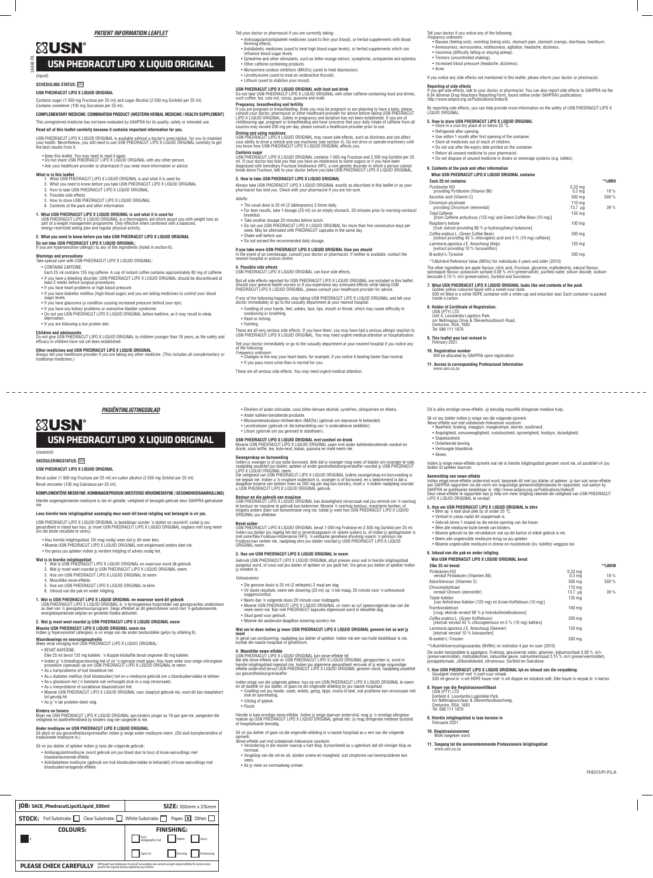*PATIENT INFORMATION LEAFLET*

USN®

36848 PI

# USN PHEDRACUT LIPO X LIQUID ORIGINAL

(liquid)

**SCHEDULING STATUS:** S0

**USN PHEDRACUT LIPO X LIQUID ORIGINAL**

Contains sugar (1 000 mg Fructose per 25 ml) and sugar Alcohol (2 500 mg Sorbitol per 25 ml).
Contains sweetener (105 mg Sucralose per 25 ml).

**COMPLEMENTARY MEDICINE: COMBINATION PRODUCT (WESTERN HERBAL MEDICINE / HEALTH SUPPLEMENT)**

This unregistered medicine has not been evaluated by SAHPRA for its quality, safety or intended use.

**Read all of this leaflet carefully because it contains important information for you.**

USN PHEDRACUT LIPO X LIQUID ORIGINAL is available without a doctor's prescription, for you to maintain your health. Nevertheless, you still need to use USN PHEDRACUT LIPO X LIQUID ORIGINAL carefully to get the best results from it.

- Keep this leaflet. You may need to read it again.
- Do not share USN PHEDRACUT LIPO X LIQUID ORIGINAL with any other person.
- Ask your healthcare provider or pharmacist if you need more information or advice.

**What is in this leaflet**

1. What USN PHEDRACUT LIPO X LIQUID ORIGINAL is and what it is used for
2. What you need to know before you take USN PHEDRACUT LIPO X LIQUID ORIGINAL
3. How to take USN PHEDRACUT LIPO X LIQUID ORIGINAL
4. Possible side effects
5. How to store USN PHEDRACUT LIPO X LIQUID ORIGINAL
6. Contents of the pack and other information

**1. What USN PHEDRACUT LIPO X LIQUID ORIGINAL is and what it is used for**

USN PHEDRACUT LIPO X LIQUID ORIGINAL is a thermogenic aid which assist you with weight loss as part of a weight management programme. Only effective when combined with a balanced, energy-restricted eating plan and regular physical activity.

**2. What you need to know before you take USN PHEDRACUT LIPO X LIQUID ORIGINAL**

**Do not take USN PHEDRACUT LIPO X LIQUID ORIGINAL:**
If you are hypersensitive (allergic) to any of the ingredients (listed in section 6).

**Warnings and precautions**
Take special care with USN PHEDRACUT LIPO X LIQUID ORIGINAL:

- CONTAINS CAFFEINE:
  Each 25 ml contains 135 mg caffeine. A cup of instant coffee contains approximately 80 mg of caffeine.
- If you have a bleeding disorder, USN PHEDRACUT LIPO X LIQUID ORIGINAL should be discontinued at least 2 weeks before surgical procedures.
- If you have heart problems or high blood pressure.
- If you have diabetes mellitus (high blood sugar) and you are taking medicines to control your blood sugar levels.
- If you have glaucoma (a condition causing increased pressure behind your eye).
- If you have any kidney problems or overactive bladder syndrome.
- Do not use USN PHEDRACUT LIPO X LIQUID ORIGINAL before bedtime, as it may result in sleep deprivation.
- If you are following a low protein diet.

**Children and adolescents**
Do not give USN PHEDRACUT LIPO X LIQUID ORIGINAL to children younger than 18 years, as the safety and efficacy in children have not yet been established.

**Other medicines and USN PHEDRACUT LIPO X LIQUID ORIGINAL**
Always tell your healthcare provider if you are taking any other medicine. (This includes all complementary or traditional medicines.)

Tell your doctor or pharmacist if you are currently taking:

- Anticoagulant/antiplatelet medicines (used to thin your blood), or herbal supplements with blood thinning effects.
- Antidiabetic medicines (used to treat high blood sugar levels), or herbal supplements which can influence blood sugar levels.
- Ephedrine and other stimulants, such as bitter orange extract, synephrine, octopamine and ephedra.
- Other caffeine-containing products.
- Monoamine oxidase inhibitors (MAOIs) (used to treat depression).
- Levothyroxine (used to treat an underactive thyroid).
- Lithium (used to stabilise your mood).

**USN PHEDRACUT LIPO X LIQUID ORIGINAL with food and drink**
Do not take USN PHEDRACUT LIPO X LIQUID ORIGINAL with other caffeine-containing food and drinks, such coffee, tea, cola nut, cocoa, guarana and maté.

**Pregnancy, breastfeeding and fertility**
If you are pregnant or breastfeeding, think you may be pregnant or are planning to have a baby, please consult your doctor, pharmacist or other healthcare provider for advice before taking USN PHEDRACUT LIPO X LIQUID ORIGINAL. Safety in pregnancy and lactation has not been established. If you are of childbearing age, pregnant or breastfeeding and have concerns that your daily intake of caffeine from all sources may exceed 200 mg per day, please consult a healthcare provider prior to use.

**Driving and using machines**
USN PHEDRACUT LIPO X LIQUID ORIGINAL may cause side effects, such as dizziness and can affect your ability to drive a vehicle and use machines (see section 4). Do not drive or operate machinery until you know how USN PHEDRACUT LIPO X LIQUID ORIGINAL affects you.

**Contains sugar**
USN PHEDRACUT LIPO X LIQUID ORIGINAL contains 1 000 mg Fructose and 2 500 mg Sorbitol per 25 ml. If your doctor has told you that you have an intolerance to some sugars or if you have been diagnosed with hereditary Fructose intolerance (HFI), a rare genetic disorder in which a person cannot break down Fructose, talk to your doctor before you take USN PHEDRACUT LIPO X LIQUID ORIGINAL.

**3. How to take USN PHEDRACUT LIPO X LIQUID ORIGINAL**

Always take USN PHEDRACUT LIPO X LIQUID ORIGINAL exactly as described in this leaflet or as your pharmacist has told you. Check with your pharmacist if you are not sure.

*Adults:*

- The usual dose is 25 ml (2 tablespoons) 2 times daily.
- For best results, take 1 dosage (25 ml) on an empty stomach, 20 minutes prior to morning workout/ breakfast.
- Take another dosage 20 minutes before lunch.
- Do not use USN PHEDRACUT LIPO X LIQUID ORIGINAL for more than five consecutive days per week. May be alternated with PHEDRACUT capsules in the same day.
- Shake well before use.
- Do not exceed the recommended daily dosage.

**If you take more USN PHEDRACUT LIPO X LIQUID ORIGINAL than you should**
In the event of an overdosage, consult your doctor or pharmacist. If neither is available, contact the nearest hospital or poison centre.

**4. Possible side effects**
USN PHEDRACUT LIPO X LIQUID ORIGINAL can have side effects.

Not all side effects reported for USN PHEDRACUT LIPO X LIQUID ORIGINAL are included in this leaflet. Should your general health worsen or if you experience any untoward effects while taking USN PHEDRACUT LIPO X LIQUID ORIGINAL, please consult your healthcare provider for advice.

If any of the following happens, stop taking USN PHEDRACUT LIPO X LIQUID ORIGINAL and tell your doctor immediately or go to the casualty department at your nearest hospital:

- Swelling of your hands, feet, ankles, face, lips, mouth or throat, which may cause difficulty in swallowing or breathing.
- Rash or itching.
- Fainting.

These are all very serious side effects. If you have them, you may have had a serious allergic reaction to USN PHEDRACUT LIPO X LIQUID ORIGINAL. You may need urgent medical attention or hospitalisation.

Tell your doctor immediately or go to the casualty department at your nearest hospital if you notice any of the following:
*Frequency unknown:*

- Changes in the way your heart beats, for example, if you notice it beating faster than normal.
- If you pass more urine than is normal for you.

These are all serious side effects. You may need urgent medical attention.

Tell your doctor if you notice any of the following:
*Frequency unknown:*

- Nausea (feeling sick), vomiting (being sick), stomach pain, stomach cramps, diarrhoea, heartburn.
- Anxiousness, nervousness, restlessness, agitation, headache, dizziness.
- Insomnia (difficulty falling or staying asleep).
- Tremors (uncontrolled shaking).
- Increased blood pressure (headache, dizziness).
- Acne.

If you notice any side effects not mentioned in this leaflet, please inform your doctor or pharmacist.

**Reporting of side effects**
If you get side effects, talk to your doctor or pharmacist. You can also report side effects to SAHPRA via the 6.04 Adverse Drug Reactions Reporting Form, found online under SAHPRA's publications:
*http://www.sahpra.org.za/Publications/Index/8.*

By reporting side effects, you can help provide more information on the safety of USN PHEDRACUT LIPO X LIQUID ORIGINAL.

**5. How to store USN PHEDRACUT LIPO X LIQUID ORIGINAL**

- Store in a cool dry place at or below 25 °C.
- Refrigerate after opening.
- Use within 1 month after first opening of the container.
- Store all medicines out of reach of children.
- Do not use after the expiry date printed on the container.
- Return all unused medicine to your pharmacist.
- Do not dispose of unused medicine in drains or sewerage systems (e.g. toilets).

**6. Contents of the pack and other information**

**What USN PHEDRACUT LIPO X LIQUID ORIGINAL contains**

| Each 25 ml contains: | | *%NRV |
|---|---|---|
| Pyridoxine HCl<br>providing Pyridoxine (Vitamin B6) | 0,33 mg<br>0,3 mg | 18 % |
| Ascorbic acid (Vitamin C) | 500 mg | 500 % |
| Chromium picolinate<br>providing Chromium (elemental) | 110 mg<br>13,7 µg | 39 % |
| Total Caffeine<br>[from Caffeine anhydrous (125 mg) and Green Coffee Bean (10 mg)] | 135 mg | |
| Raspberry ketone<br>[fruit; extract providing 98 % p-hydroxyphenyl butanone] | 100 mg | |
| *Coffea arabica* L. (Green Coffee Bean)<br>[extract providing 45 % chlorogenic acid and 5 % (10 mg) caffeine] | 200 mg | |
| *Laminaria japonica* J.E. Areschoug (Kelp)<br>[extract providing 10 % fucoxanthin] | 120 mg | |
| N-acetyl-L-Tyrosine | 200 mg | |

*%Nutrient Reference Value (NRVs) for individuals 4 years and older (2010)

The other ingredients are apple flavour, citric acid, Fructose, glycerine, maltodextrin, natural flavour, spineapple flavour, potassium sorbate 0,08 % *m/v* (preservative), purified water, silicon dioxide, sodium benzoate 0,15 % *m/v* (preservative), Sorbitol and Sucralose.

**7. What USN PHEDRACUT LIPO X LIQUID ORIGINAL looks like and contents of the pack**
Golden yellow coloured liquid with a sweet-sour taste.
500 ml filled in a white HDPE container with a white cap and induction seal. Each container is packed inside a carton.

**8. Holder of Certificate of Registration:**
USN (PTY) LTD
Unit 4, Louwlardia Logistics Park,
cnr Nellmapius Drive & Olievenhoutbosch Road,
Centurion, RSA, 1683
Tel: 086 111 1876

**9. This leaflet was last revised in**
February 2021.

**10. Registration number**
Will be allocated by SAHPRA upon registration.

**11. Access to corresponding Professional Information**
www.usn.co.za

---

*PASIËNTINLIGTINGSBLAD*

USN®

# USN PHEDRACUT LIPO X LIQUID ORIGINAL

(vloeistof)

**SKEDULERINGSTATUS:** S0

**USN PHEDRACUT LIPO X LIQUID ORIGINAL**

Bevat suiker (1 000 mg Fruktose per 25 ml) en suiker alkohol (2 500 mg Sirbitol per 25 ml).
Bevat versoeter (105 mg Sukralose per 25 ml).

**KOMPLEMENTÊRE MEDISYNE: KOMBINASIEPRODUK (WESTERSE KRUIEMEDISYNE / GESONDHEIDSAANVULLING)**

Hierdie ongeregistreerde medisyne is nie vir gehalte, veiligheid of beoogde gebruik deur SAHPRA geëvalueer nie.

**Lees hierdie hele inligtingsblad aandagtig deur want dit bevat inligting wat belangrik is vir jou.**

USN PHEDRACUT LIPO X LIQUID ORIGINAL is beskikbaar sonder 'n dokter se voorskrif, sodat jy jou gesondheid in stand kan hou. Jy moet USN PHEDRACUT LIPO X LIQUID ORIGINAL nogtans met sorg neem om die beste resultate te verkry.

- Hou hierdie inligtingsblad. Dit mag nodig wees dat jy dit weer lees.
- Moenie USN PHEDRACUT LIPO X LIQUID ORIGINAL met enigiemand anders deel nie.
- Vra gerus jou apteker indien jy verdere inligting of advies nodig het.

**Wat is in hierdie inligtingsblad**

1. Wat is USN PHEDRACUT LIPO X LIQUID ORIGINAL en waarvoor word dit gebruik.
2. Wat jy moet weet voordat jy USN PHEDRACUT LIPO X LIQUID ORIGINAL neem.
3. Hoe om USN PHEDRACUT LIPO X LIQUID ORIGINAL te neem.
4. Moontlike newe-effekte.
5. Hoe om USN PHEDRACUT LIPO X LIQUID ORIGINAL te bêre.
6. Inhoud van die pak en ander inligting.

**1. Wat is USN PHEDRACUT LIPO X LIQUID ORIGINAL en waarvoor word dit gebruik**
USN PHEDRACUT LIPO X LIQUID ORIGINAL is 'n termogeniese hulpmiddel wat gewigsverlies ondersteun as deel van 'n gewigsbestuursprogram. Slegs effektief as dit gekombineer word met 'n gebalanseerde, energiebeperkende eetplan en gereelde fisieke aktiwiteit.

**2. Wat jy moet weet voordat jy USN PHEDRACUT LIPO X LIQUID ORIGINAL neem**

**Moenie USN PHEDRACUT LIPO X LIQUID ORIGINAL neem nie**
Indien jy hipersensitief (allergies) is vir enige van die ander bestanddele (gelys by afdeling 6).

**Waarskuwings en voorsorgmaatreëls**
Wees veral versigtig met USN PHEDRACUT LIPO X LIQUID ORIGINAL:

- BEVAT KAFEÏENE:
  Elke 25 ml bevat 135 mg kafeïen. 'n Koppie kitskoffie bevat ongeveer 80 mg kafeïen.
- Indien jy 'n bloedingsversteuring het of vir 'n operasie moet gaan. Hou twee weke voor enige chirurgiese prosedure (operasie) op om USN PHEDRACUT LIPO X LIQUID ORIGINAL te neem.
- As u hartprobleme of hoë bloeddruk het.
- As u diabetes mellitus (hoë bloedsuiker) het en u medisyne gebruik om u bloedsuikervlakke te beheer.
- As u gloukoom het ('n toestand wat verhoogde druk in u oog veroorsaak).
- As u nierprobleme of oorraktiewe blaassindroom het.
- Moenie USN PHEDRACUT LIPO X LIQUID ORIGINAL voor slaaptyd gebruik nie, want dit kan slaaptekort tot gevolg hê.
- As jy 'n lae proteïen-dieet volg.

**Kinders en tieners**
Moet nie USN PHEDRACUT LIPO X LIQUID ORIGINAL aan kinders jonger as 18 jaar gee nie, aangesien die veiligheid en doeltreffendheid by kinders nog nie vasgestel is nie.

**Ander medisyne en USN PHEDRACUT LIPO X LIQUID ORIGINAL**
Sê altyd vir jou gesondheidsorgverskaffer indien jy enige ander medisyne neem. (Dit sluit komplementêre of tradisionele medisyne in.)

Sê vir jou dokter of apteker indien jy tans die volgende gebruik:

- Antikoagulantmedisyne (word gebruik om jou bloed dun te hou) of kruie-aanvullings met bloedverdunnende effekte.
- Antidiabetiese medisyne (gebruik om hoë bloedsuikervlakke te behandel) of kruie-aanvullings met bloedsuikerverlagende effekte.
- Efedrien of ander stimulante, soos bitter-lemoen ekstrak, synefrien, oktopamien en efedra.
- Ander kafeïen-bevattende produkte.
- Monoamienoksidase inhibeerders (MAOIs) (gebruik om depressie te behandel).
- Levotiroksien (gebruik vir die behandeling van 'n onderaktiewe skildklier).
- Litium (gebruik om jou gemoed te stabiliseer).

**USN PHEDRACUT LIPO X LIQUID ORIGINAL met voedsel en drank**
Moenie USN PHEDRACUT LIPO X LIQUID ORIGINAL saam met ander kafeïenbevattende voedsel en drank, soos koffie, tee, kola-neut, kakao, guarana en maté neem nie.

**Swangerskap en borsvoeding**
Indien jy swanger is of jou baba borsvoed, dink dat jy swanger mag wees of beplan om swanger te raak, raadpleeg asseblief jou dokter, apteker of ander gesondheidsorgverskaffer voordat jy USN PHEDRACUT LIPO X LIQUID ORIGINAL neem.
Die veiligheid van USN PHEDRACUT LIPO X LIQUID ORIGINAL tydens swangerskap en borsvoeding is nie bepaal nie. Indien u 'n vrugbare ouderdom is, swanger is of borsvoed, en u bekommerd is dat u daaglikse inname van kafeïen meer as 200 mg per dag kan oorskry, moet u 'n dokter raadpleeg voordat u USN PHEDRACUT LIPO X LIQUID ORIGINAL gebruik.

**Bestuur en die gebruik van masjiene**
USN PHEDRACUT LIPO X LIQUID ORIGINAL kan duiseligheid veroorsaak wat jou vermoë om 'n voertuig te bestuur en masjiene te gebruik kan belemmer. Moenie 'n voertuig bestuur, masjinerie hanteer, of enigiets anders doen wat konsentrasie verg nie, totdat jy weet hoe USN PHEDRACUT LIPO X LIQUID ORIGINAL jou affekteer.

**Bevat suiker**
USN PHEDRACUT LIPO X LIQUID ORIGINAL bevat 1 000 mg Fruktose en 2 500 mg Sorbitol per 25 ml. Indien jou dokter jou ingelig het dat jy onverdraagsaam vir sekere suikers is, of indien jy gediagnoseer is met oorerflike Fruktose-intoleransie (HFI), 'n seldsame genetiese afwyking waarin 'n persoon nie Fruktose kan verteer nie, raadpleeg eers jou dokter voordat jy USN PHEDRACUT LIPO X LIQUID ORIGINAL neem.

**3. Hoe om USN PHEDRACUT LIPO X LIQUID ORIGINAL te neem**
Gebruik USN PHEDRACUT LIPO X LIQUID ORIGINAL altyd presies soos wat in hierdie inligtingsblad aangedui word, of soos wat jou dokter of apteker vir jou gesê het. Vra gerus jou dokter of apteker indien jy onseker is.

*Volwassenes:*

- Die gewone dosis is 25 ml (2 eetlepels) 2 maal per dag.
- Vir beste resultate, neem een dosering (25 ml) op 'n leë maag, 20 minute voor 'n oefensessie soggens/ontbyt.
- Neem dan 'n volgende dosis 20 minute voor middagete.
- Moenie USN PHEDRACUT LIPO X LIQUID ORIGINAL vir meer as vyf opeenvolgende dae van die week neem nie. Kan met PHEDRACUT kapsules afgewissel word in dieselfde dag.
- Skud goed voor gebruik.
- Moenie die aanbevole daaglikse dosering oorskry nie.

**Wat om te doen indien jy meer USN PHEDRACUT LIPO X LIQUID ORIGINAL geneem het as wat jy moet**
In geval van oordosering, raadpleeg jou dokter of apteker. Indien nie een van hulle beskikbaar is nie, kontak die naaste hospitaal of gifsentrum.

**4. Moontlike newe-effekte**
USN PHEDRACUT LIPO X LIQUID ORIGINAL kan newe-effekte hê.
Nie alle newe-effekte wat vir USN PHEDRACUT LIPO X LIQUID ORIGINAL gerapporteer is, word in hierdie inligtingsblad ingesluit nie. Indien jou algemene gesondheid verswak of jy enige ongunstige effekte ondervind terwyl USN PHEDRACUT LIPO X LIQUID ORIGINAL geneem word, raadpleeg asseblief jou gesondheidsorgverskaffer.

Indien enige van die volgende gebeur, hou op om USN PHEDRACUT LIPO X LIQUID ORIGINAL te neem en sê dadelik vir jou dokter, of gaan na die ongevalle-afdeling by jou naaste hospitaal:

- Swelling van jou hande, voete, enkels, gesig, lippe, mond of keel, wat probleme kan veroorsaak met sluk en asemhaling.
- Uitslag of gejeuk.
- Floute

Hierdie is baie ernstige newe-effekte. Indien jy enige daarvan ondervind, mag jy 'n ernstige allergiese reaksie op USN PHEDRACUT LIPO X LIQUID ORIGINAL gehad het. Jy mag dringende mediese bystand of hospitalisasie benodig.

Sê vir jou dokter of gaan na die ongevalle-afdeling in u naaste hospitaal as u een van die volgende opmerk:
*Newe-effekte wat met onbekende frekwensie voorkom:*

- Verandering in die manier waarop u hart klop, byvoorbeeld as u agterkom dat dit vinniger klop as normaal.
- Vergeling van die vel en oë, donker uriene en moegheid, wat simptome van lewerprobleme kan wees.
- As jy meer as normaalweg urineer.

Dit is alles ernstige newe-effekte. Jy benodig moontlik dringende mediese hulp.

Sê vir jou dokter indien jy enige van die volgende opmerk:
*Newe-effekte wat met onbekende frekwensie voorkom:*

- Naarheid, braking, maagpyn, maagkrampe, diarree, sooibrand.
- Angstigheid, senuweeagtigheid, rusteloosheid, oproerigheid, hoofpyn, duiseligheid.
- Slapeloosheid.
- Onbeheerde bewing.
- Verhoogde bloeddruk.
- Aknee.

Indien jy enige newe-effekte opmerk wat nie in hierdie inligtingsblad genoem word nie, sê asseblief vir jou dokter of apteker daarvan.

**Aanmelding van newe-effekte**
Indien enige newe-effekte ondervind word, bespreek dit met jou dokter of apteker. Jy kan ook newe-effekte aan SAHPRA rapporteer via die vorm om ongunstige geneesmiddelreaksies te rapporteer, wat aanlyn by SAHPRA se publikasies beskikbaar is: *http://www.sahpra.org.za/Publications/Index/8.*
Deur newe-effekte te rapporteer kan jy help om meer inligting rakende die veiligheid van USN PHEDRACUT LIPO X LIQUID ORIGINAL te verskaf.

**5. Hoe om USN PHEDRACUT LIPO X LIQUID ORIGINAL te bêre**

- Bêre op 'n koel droë plek by of onder 25 °C.
- Verkoel in yskas nadat dit oopgemaak is.
- Gebruik binne 1 maand na die eerste opening van die houer.
- Bêre alle medisyne buite bereik van kinders.
- Moenie gebruik na die vervaldatum wat op die karton of etiket gedruk is nie.
- Neem alle ongebruikte medisyne terug na jou apteker.
- Moenie ongebruikte medisyne in dreine en riool­stelsels (bv. toilette) weggooi nie.

**6. Inhoud van die pak en ander inligting**

**Wat USN PHEDRACUT LIPO X LIQUID ORIGINAL bevat**

| Elke 25 ml bevat: | | **%NVW |
|---|---|---|
| Piridoksien HCl<br>verskaf Piridoksien (Vitamien B6) | 0,33 mg<br>0,3 mg | 18 % |
| Askorbiensuur (Vitamien C) | 500 mg | 500 % |
| Chroompikolinaat<br>verskaf Chroom (elementêr) | 110 mg<br>13,7 µg | 39 % |
| Totale Kafeïen<br>[van Anhidriese Kafeïen (125 mg) en Groen Koffieboon (10 mg)] | 135 mg | |
| Framboosketoon<br>[vrug; ekstrak verskaf 98 % p-hidroksifeniel­butanoon] | 100 mg | |
| *Coffea arabica* L. (Groen Koffieboon)<br>[ekstrak verskaf 45 % chlorogeensuur en 5 % (10 mg) kafeïen] | 200 mg | |
| *Laminaria japonica* J.E. Areschoug (Seewier)<br>[ekstrak verskaf 10 % fukosantien] | 120 mg | |
| N-asetiel-L-Tirosien | 200 mg | |

*%Nutriëntverwysingswaardes (NVWs) vir individue 4 jaar en ouer (2010)

Die ander bestanddele is appelgeur, Fruktose, gesuiwerde water, gliserien, kaliumsorbaat 0,08 % *m/v* (preserveermiddel), maltodekstrien, natuurlike geure, natriumbensoaat 0,15 % *m/v* (preserveermiddel), pynappelsmaak, silikondioksied, sitroensuur, Sorbitol en Sukralose.

**7. Hoe USN PHEDRACUT LIPO X LIQUID ORIGINAL lyk en inhoud van die verpakking**
Goudgeel vloeistof met 'n soet-suur smaak.
500 ml gevul in 'n wit HDPE houer met 'n wit doppie en induksie seël. Elke houer is verpak in 'n karton.

**8. Houer van die Registrasiesertifikaat**
USN (PTY) LTD
Eenheid 4, Louwlardia Logistieke Park,
h/v Nellmapiusrylaan & Olievenhoutboschweg,
Centurion, RSA, 1683
Tel: 086 111 1876

**9. Hierdie inligtingsblad is laas hersien in**
Februarie 2021.

**10. Registrasienommer**
Moet toegeken word.

**11. Toegang tot die ooreenstemmende Professionele Inligtingsblad**
www.usn.co.za

PHE015/PI-PIL/A

---

| JOB: SACE_PhedracutLipoXLiquid_500ml | SIZE: 300mm x 376mm |
|---|---|
| STOCK: Foil Substrate: ☐ Clear Substrate: ☐ White Substrate: ☐ Paper: ☒ Other: ☐ | |
| COLOURS: K | FINISHING: Foil / Holographic Foil ☐ Matte ☐ Gloss ☐ Spot UV ☐ Doming ☐ Embossing ☐ |
| PLEASE CHECK CAREFULLY | Although we endeavour to proof accurately, we cannot accept responsibility for errors once proofs are signed and accepted by our clients. |